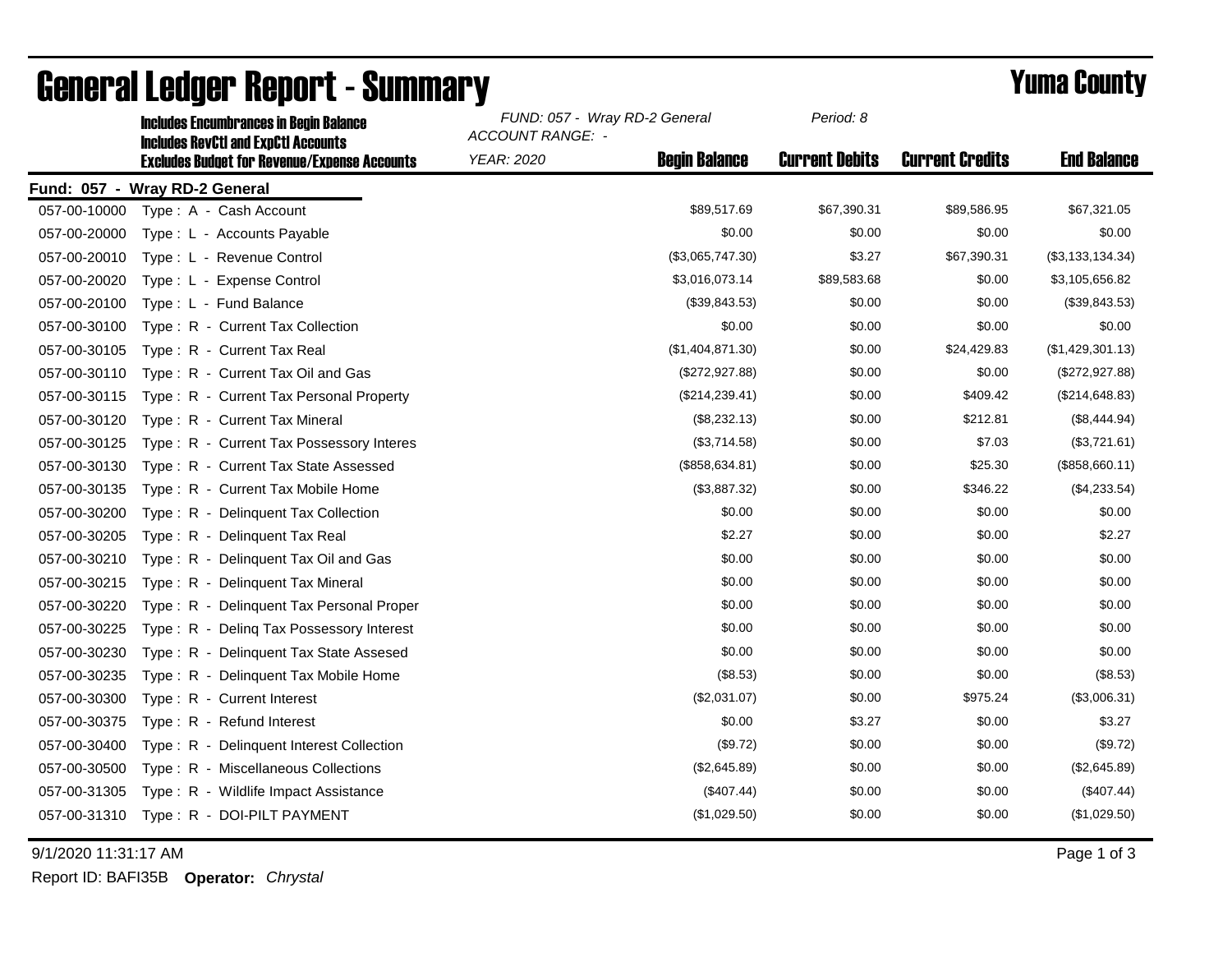# General Ledger Report - Summary

## Yuma County

**Includes Encumbrances in Begin Balance**
**Includes RevCtl and ExpCtl Accounts**
**Excludes Budget for Revenue/Expense Accounts**

*FUND: 057 - Wray RD-2 General*
*ACCOUNT RANGE: -*
*YEAR: 2020*
*Period: 8*

**Fund: 057 - Wray RD-2 General**

| Account | Description | Begin Balance | Current Debits | Current Credits | End Balance |
|---|---|---|---|---|---|
| 057-00-10000 | Type : A - Cash Account | $89,517.69 | $67,390.31 | $89,586.95 | $67,321.05 |
| 057-00-20000 | Type : L - Accounts Payable | $0.00 | $0.00 | $0.00 | $0.00 |
| 057-00-20010 | Type : L - Revenue Control | ($3,065,747.30) | $3.27 | $67,390.31 | ($3,133,134.34) |
| 057-00-20020 | Type : L - Expense Control | $3,016,073.14 | $89,583.68 | $0.00 | $3,105,656.82 |
| 057-00-20100 | Type : L - Fund Balance | ($39,843.53) | $0.00 | $0.00 | ($39,843.53) |
| 057-00-30100 | Type : R - Current Tax Collection | $0.00 | $0.00 | $0.00 | $0.00 |
| 057-00-30105 | Type : R - Current Tax Real | ($1,404,871.30) | $0.00 | $24,429.83 | ($1,429,301.13) |
| 057-00-30110 | Type : R - Current Tax Oil and Gas | ($272,927.88) | $0.00 | $0.00 | ($272,927.88) |
| 057-00-30115 | Type : R - Current Tax Personal Property | ($214,239.41) | $0.00 | $409.42 | ($214,648.83) |
| 057-00-30120 | Type : R - Current Tax Mineral | ($8,232.13) | $0.00 | $212.81 | ($8,444.94) |
| 057-00-30125 | Type : R - Current Tax Possessory Interes | ($3,714.58) | $0.00 | $7.03 | ($3,721.61) |
| 057-00-30130 | Type : R - Current Tax State Assessed | ($858,634.81) | $0.00 | $25.30 | ($858,660.11) |
| 057-00-30135 | Type : R - Current Tax Mobile Home | ($3,887.32) | $0.00 | $346.22 | ($4,233.54) |
| 057-00-30200 | Type : R - Delinquent Tax Collection | $0.00 | $0.00 | $0.00 | $0.00 |
| 057-00-30205 | Type : R - Delinquent Tax Real | $2.27 | $0.00 | $0.00 | $2.27 |
| 057-00-30210 | Type : R - Delinquent Tax Oil and Gas | $0.00 | $0.00 | $0.00 | $0.00 |
| 057-00-30215 | Type : R - Delinquent Tax Mineral | $0.00 | $0.00 | $0.00 | $0.00 |
| 057-00-30220 | Type : R - Delinquent Tax Personal Proper | $0.00 | $0.00 | $0.00 | $0.00 |
| 057-00-30225 | Type : R - Delinq Tax Possessory Interest | $0.00 | $0.00 | $0.00 | $0.00 |
| 057-00-30230 | Type : R - Delinquent Tax State Assesed | $0.00 | $0.00 | $0.00 | $0.00 |
| 057-00-30235 | Type : R - Delinquent Tax Mobile Home | ($8.53) | $0.00 | $0.00 | ($8.53) |
| 057-00-30300 | Type : R - Current Interest | ($2,031.07) | $0.00 | $975.24 | ($3,006.31) |
| 057-00-30375 | Type : R - Refund Interest | $0.00 | $3.27 | $0.00 | $3.27 |
| 057-00-30400 | Type : R - Delinquent Interest Collection | ($9.72) | $0.00 | $0.00 | ($9.72) |
| 057-00-30500 | Type : R - Miscellaneous Collections | ($2,645.89) | $0.00 | $0.00 | ($2,645.89) |
| 057-00-31305 | Type : R - Wildlife Impact Assistance | ($407.44) | $0.00 | $0.00 | ($407.44) |
| 057-00-31310 | Type : R - DOI-PILT PAYMENT | ($1,029.50) | $0.00 | $0.00 | ($1,029.50) |

9/1/2020 11:31:17 AM

Report ID: BAFI35B **Operator:** *Chrystal*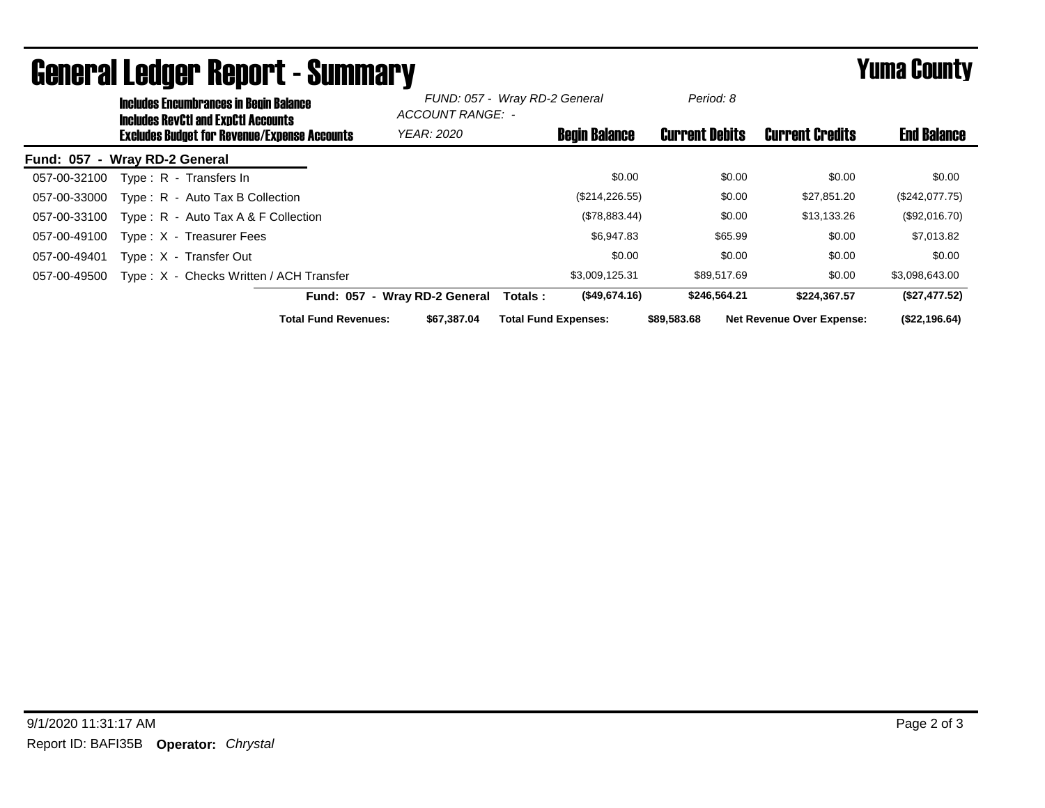# General Ledger Report - Summary

## Yuma County

**Includes Encumbrances in Begin Balance**
**Includes RevCtl and ExpCtl Accounts**
**Excludes Budget for Revenue/Expense Accounts**

*FUND: 057 - Wray RD-2 General*
*ACCOUNT RANGE: -*
*YEAR: 2020*
*Period: 8*

**Fund: 057 - Wray RD-2 General**

| Account | Description | Begin Balance | Current Debits | Current Credits | End Balance |
|---|---|---|---|---|---|
| 057-00-32100 | Type : R - Transfers In | $0.00 | $0.00 | $0.00 | $0.00 |
| 057-00-33000 | Type : R - Auto Tax B Collection | ($214,226.55) | $0.00 | $27,851.20 | ($242,077.75) |
| 057-00-33100 | Type : R - Auto Tax A & F Collection | ($78,883.44) | $0.00 | $13,133.26 | ($92,016.70) |
| 057-00-49100 | Type : X - Treasurer Fees | $6,947.83 | $65.99 | $0.00 | $7,013.82 |
| 057-00-49401 | Type : X - Transfer Out | $0.00 | $0.00 | $0.00 | $0.00 |
| 057-00-49500 | Type : X - Checks Written / ACH Transfer | $3,009,125.31 | $89,517.69 | $0.00 | $3,098,643.00 |
| | **Fund: 057 - Wray RD-2 General Totals :** | **($49,674.16)** | **$246,564.21** | **$224,367.57** | **($27,477.52)** |

**Total Fund Revenues:** $67,387.04 **Total Fund Expenses:** $89,583.68 **Net Revenue Over Expense:** ($22,196.64)

9/1/2020 11:31:17 AM

Report ID: BAFI35B **Operator:** *Chrystal*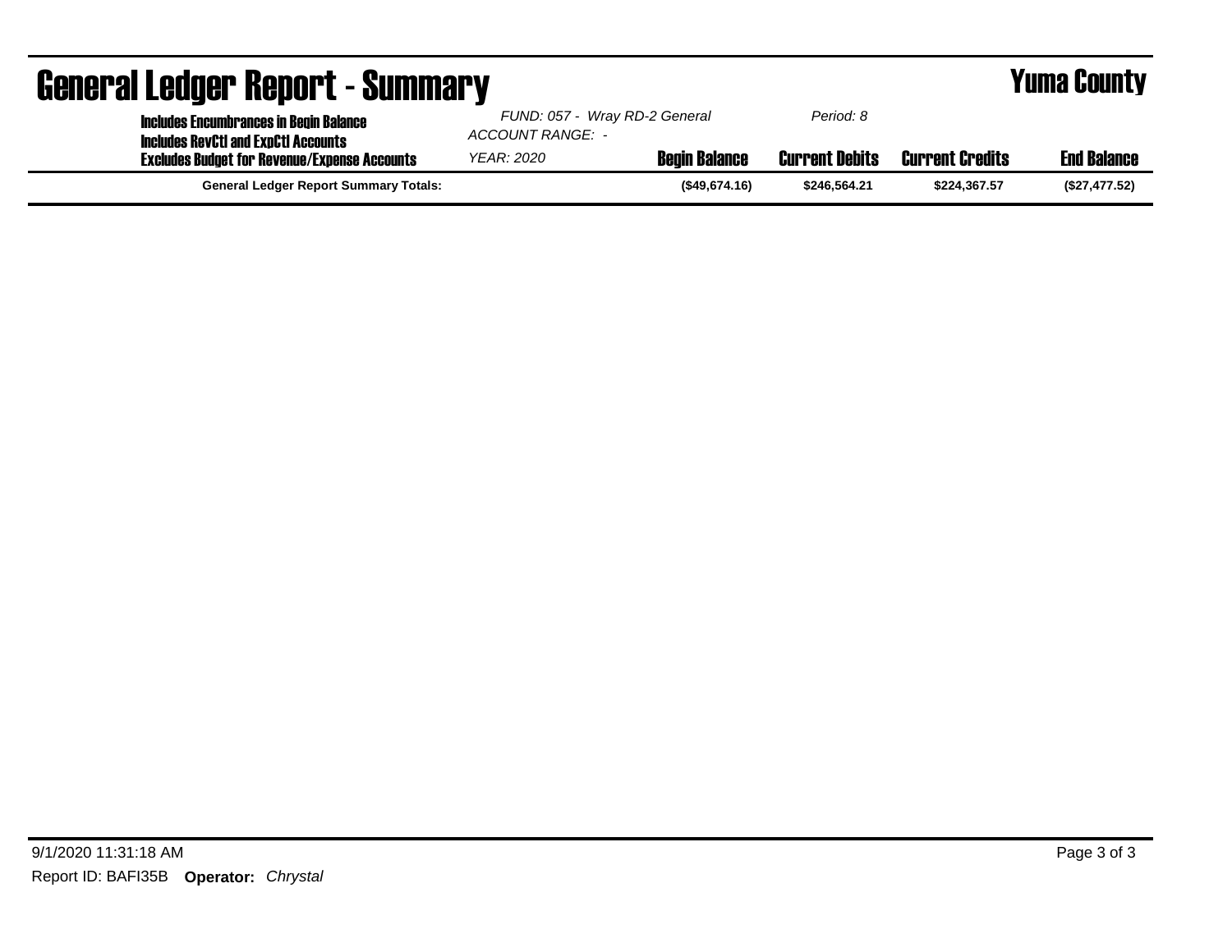# General Ledger Report - Summary

**Yuma County**

**Includes Encumbrances in Begin Balance**
**Includes RevCtl and ExpCtl Accounts**
**Excludes Budget for Revenue/Expense Accounts**

*FUND: 057 - Wray RD-2 General*
*ACCOUNT RANGE: -*
*YEAR: 2020*
*Period: 8*

| | Begin Balance | Current Debits | Current Credits | End Balance |
|---|---|---|---|---|
| **General Ledger Report Summary Totals:** | **($49,674.16)** | **$246,564.21** | **$224,367.57** | **($27,477.52)** |

9/1/2020 11:31:18 AM

Report ID: BAFI35B **Operator:** *Chrystal*